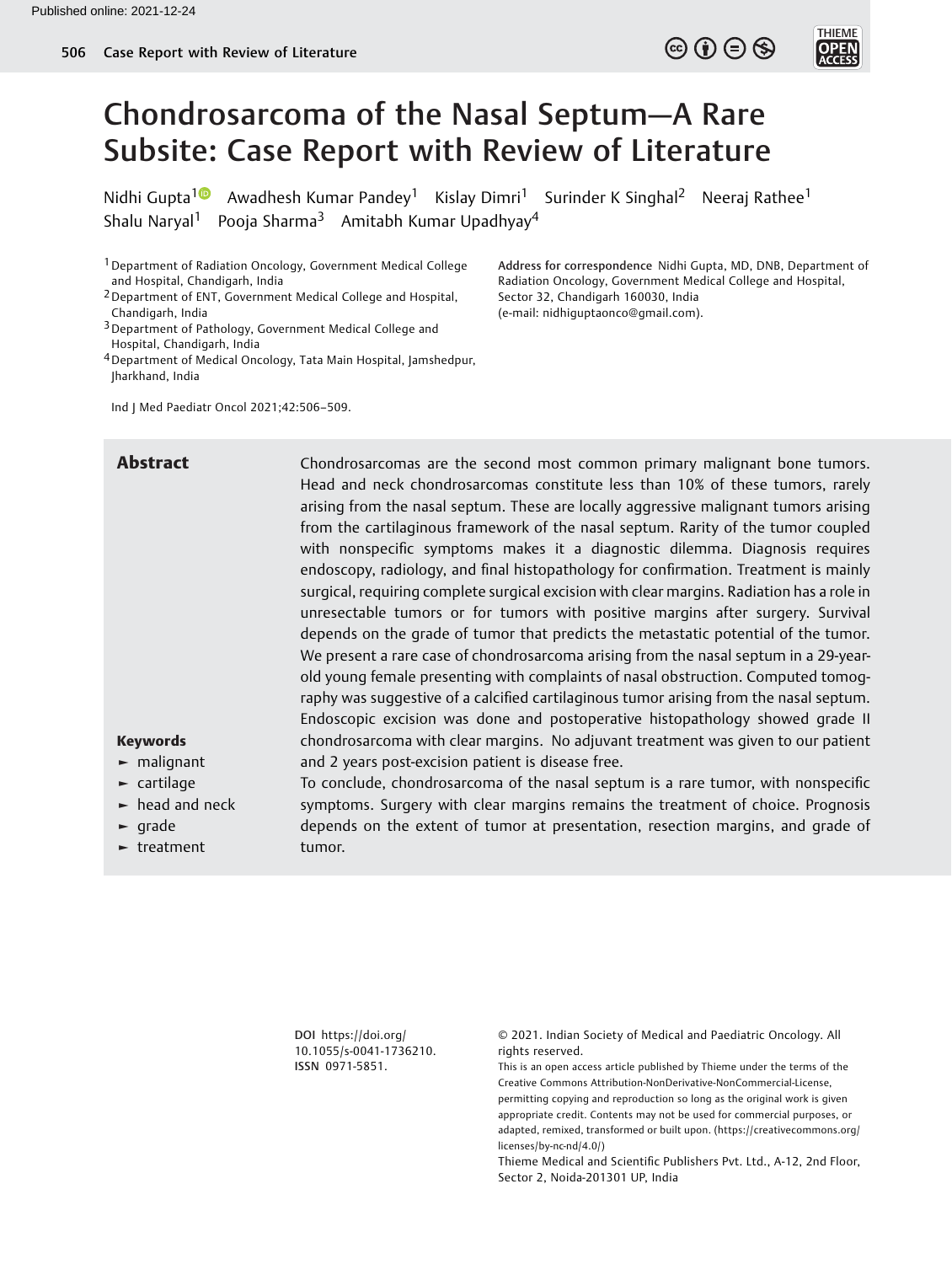# Chondrosarcoma of the Nasal Septum—A Rare Subsite: Case Report with Review of Literature

Nidhi Gupta[1] Awadhesh Kumar Pandey[1] Kislay Dimri[1] Surinder K Singhal[2] Neeraj Rathee[1] Shalu Naryal[1] Pooja Sharma[3] Amitabh Kumar Upadhyay[4]

[1] Department of Radiation Oncology, Government Medical College and Hospital, Chandigarh, India
[2] Department of ENT, Government Medical College and Hospital, Chandigarh, India
[3] Department of Pathology, Government Medical College and Hospital, Chandigarh, India
[4] Department of Medical Oncology, Tata Main Hospital, Jamshedpur, Jharkhand, India

Address for correspondence Nidhi Gupta, MD, DNB, Department of Radiation Oncology, Government Medical College and Hospital, Sector 32, Chandigarh 160030, India (e-mail: nidhiguptaonco@gmail.com).

Ind J Med Paediatr Oncol 2021;42:506–509.

## Abstract

Chondrosarcomas are the second most common primary malignant bone tumors. Head and neck chondrosarcomas constitute less than 10% of these tumors, rarely arising from the nasal septum. These are locally aggressive malignant tumors arising from the cartilaginous framework of the nasal septum. Rarity of the tumor coupled with nonspecific symptoms makes it a diagnostic dilemma. Diagnosis requires endoscopy, radiology, and final histopathology for confirmation. Treatment is mainly surgical, requiring complete surgical excision with clear margins. Radiation has a role in unresectable tumors or for tumors with positive margins after surgery. Survival depends on the grade of tumor that predicts the metastatic potential of the tumor. We present a rare case of chondrosarcoma arising from the nasal septum in a 29-year-old young female presenting with complaints of nasal obstruction. Computed tomography was suggestive of a calcified cartilaginous tumor arising from the nasal septum. Endoscopic excision was done and postoperative histopathology showed grade II chondrosarcoma with clear margins. No adjuvant treatment was given to our patient and 2 years post-excision patient is disease free.

To conclude, chondrosarcoma of the nasal septum is a rare tumor, with nonspecific symptoms. Surgery with clear margins remains the treatment of choice. Prognosis depends on the extent of tumor at presentation, resection margins, and grade of tumor.

**Keywords**

- malignant
- cartilage
- head and neck
- grade
- treatment

DOI https://doi.org/10.1055/s-0041-1736210.
ISSN 0971-5851.

© 2021. Indian Society of Medical and Paediatric Oncology. All rights reserved.
This is an open access article published by Thieme under the terms of the Creative Commons Attribution-NonDerivative-NonCommercial-License, permitting copying and reproduction so long as the original work is given appropriate credit. Contents may not be used for commercial purposes, or adapted, remixed, transformed or built upon. (https://creativecommons.org/licenses/by-nc-nd/4.0/)
Thieme Medical and Scientific Publishers Pvt. Ltd., A-12, 2nd Floor, Sector 2, Noida-201301 UP, India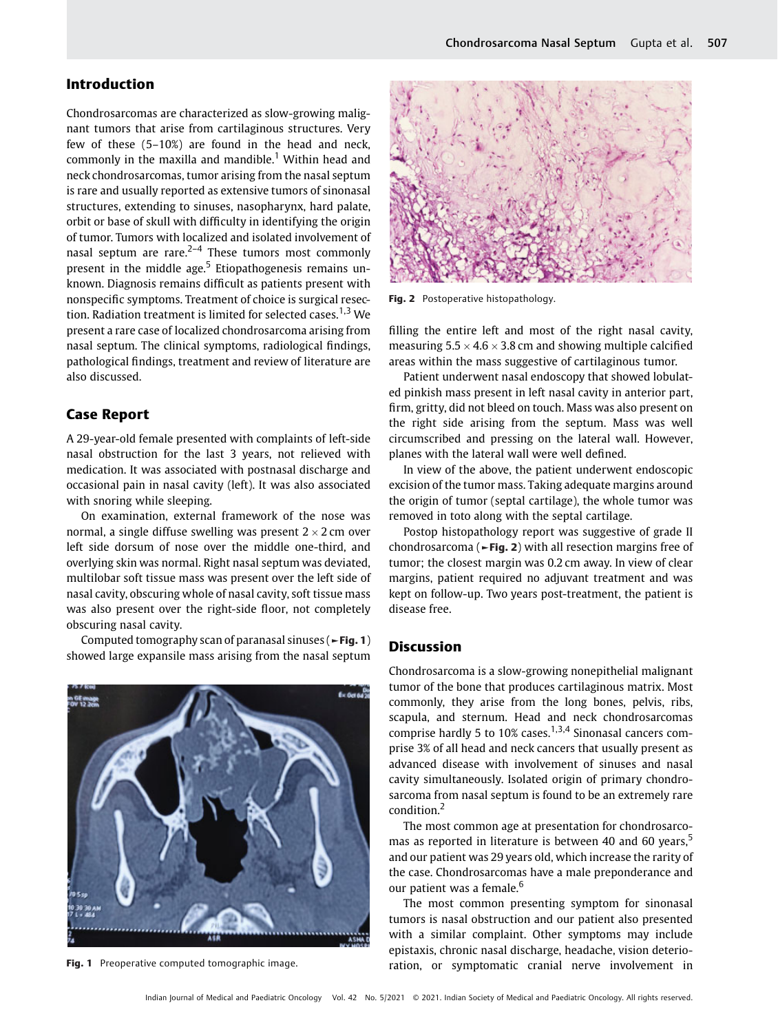## Introduction

Chondrosarcomas are characterized as slow-growing malignant tumors that arise from cartilaginous structures. Very few of these (5–10%) are found in the head and neck, commonly in the maxilla and mandible.[1] Within head and neck chondrosarcomas, tumor arising from the nasal septum is rare and usually reported as extensive tumors of sinonasal structures, extending to sinuses, nasopharynx, hard palate, orbit or base of skull with difficulty in identifying the origin of tumor. Tumors with localized and isolated involvement of nasal septum are rare.[2–4] These tumors most commonly present in the middle age.[5] Etiopathogenesis remains unknown. Diagnosis remains difficult as patients present with nonspecific symptoms. Treatment of choice is surgical resection. Radiation treatment is limited for selected cases.[1,3] We present a rare case of localized chondrosarcoma arising from nasal septum. The clinical symptoms, radiological findings, pathological findings, treatment and review of literature are also discussed.

## Case Report

A 29-year-old female presented with complaints of left-side nasal obstruction for the last 3 years, not relieved with medication. It was associated with postnasal discharge and occasional pain in nasal cavity (left). It was also associated with snoring while sleeping.

On examination, external framework of the nose was normal, a single diffuse swelling was present 2 × 2 cm over left side dorsum of nose over the middle one-third, and overlying skin was normal. Right nasal septum was deviated, multilobar soft tissue mass was present over the left side of nasal cavity, obscuring whole of nasal cavity, soft tissue mass was also present over the right-side floor, not completely obscuring nasal cavity.

Computed tomography scan of paranasal sinuses (►Fig. 1) showed large expansile mass arising from the nasal septum filling the entire left and most of the right nasal cavity, measuring 5.5 × 4.6 × 3.8 cm and showing multiple calcified areas within the mass suggestive of cartilaginous tumor.

Fig. 1 Preoperative computed tomographic image.

Fig. 2 Postoperative histopathology.

Patient underwent nasal endoscopy that showed lobulated pinkish mass present in left nasal cavity in anterior part, firm, gritty, did not bleed on touch. Mass was also present on the right side arising from the septum. Mass was well circumscribed and pressing on the lateral wall. However, planes with the lateral wall were well defined.

In view of the above, the patient underwent endoscopic excision of the tumor mass. Taking adequate margins around the origin of tumor (septal cartilage), the whole tumor was removed in toto along with the septal cartilage.

Postop histopathology report was suggestive of grade II chondrosarcoma (►Fig. 2) with all resection margins free of tumor; the closest margin was 0.2 cm away. In view of clear margins, patient required no adjuvant treatment and was kept on follow-up. Two years post-treatment, the patient is disease free.

## Discussion

Chondrosarcoma is a slow-growing nonepithelial malignant tumor of the bone that produces cartilaginous matrix. Most commonly, they arise from the long bones, pelvis, ribs, scapula, and sternum. Head and neck chondrosarcomas comprise hardly 5 to 10% cases.[1,3,4] Sinonasal cancers comprise 3% of all head and neck cancers that usually present as advanced disease with involvement of sinuses and nasal cavity simultaneously. Isolated origin of primary chondrosarcoma from nasal septum is found to be an extremely rare condition.[2]

The most common age at presentation for chondrosarcomas as reported in literature is between 40 and 60 years,[5] and our patient was 29 years old, which increase the rarity of the case. Chondrosarcomas have a male preponderance and our patient was a female.[6]

The most common presenting symptom for sinonasal tumors is nasal obstruction and our patient also presented with a similar complaint. Other symptoms may include epistaxis, chronic nasal discharge, headache, vision deterioration, or symptomatic cranial nerve involvement in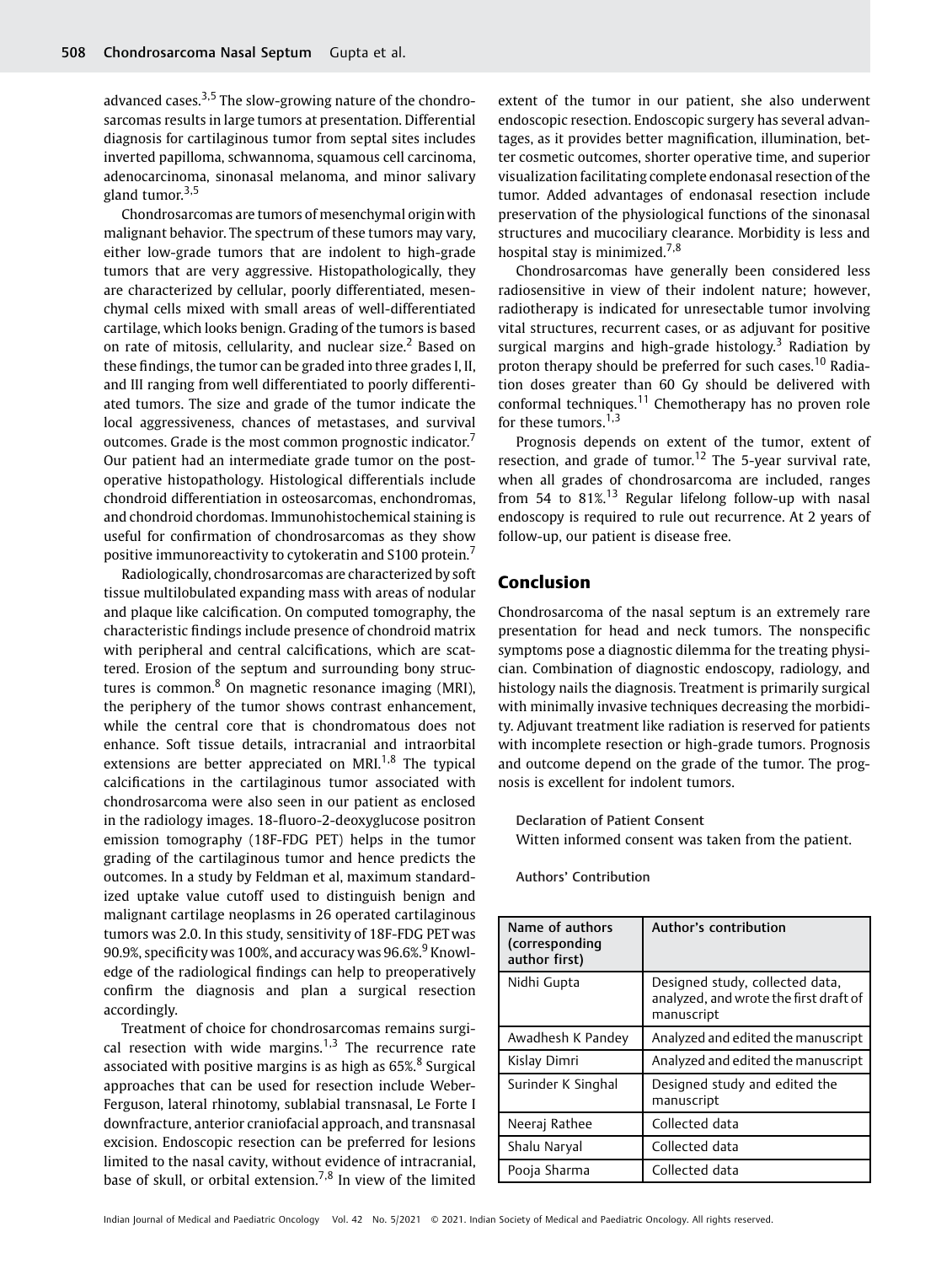advanced cases.[3,5] The slow-growing nature of the chondrosarcomas results in large tumors at presentation. Differential diagnosis for cartilaginous tumor from septal sites includes inverted papilloma, schwannoma, squamous cell carcinoma, adenocarcinoma, sinonasal melanoma, and minor salivary gland tumor.[3,5]

Chondrosarcomas are tumors of mesenchymal origin with malignant behavior. The spectrum of these tumors may vary, either low-grade tumors that are indolent to high-grade tumors that are very aggressive. Histopathologically, they are characterized by cellular, poorly differentiated, mesenchymal cells mixed with small areas of well-differentiated cartilage, which looks benign. Grading of the tumors is based on rate of mitosis, cellularity, and nuclear size.[2] Based on these findings, the tumor can be graded into three grades I, II, and III ranging from well differentiated to poorly differentiated tumors. The size and grade of the tumor indicate the local aggressiveness, chances of metastases, and survival outcomes. Grade is the most common prognostic indicator.[7] Our patient had an intermediate grade tumor on the postoperative histopathology. Histological differentials include chondroid differentiation in osteosarcomas, enchondromas, and chondroid chordomas. Immunohistochemical staining is useful for confirmation of chondrosarcomas as they show positive immunoreactivity to cytokeratin and S100 protein.[7]

Radiologically, chondrosarcomas are characterized by soft tissue multilobulated expanding mass with areas of nodular and plaque like calcification. On computed tomography, the characteristic findings include presence of chondroid matrix with peripheral and central calcifications, which are scattered. Erosion of the septum and surrounding bony structures is common.[8] On magnetic resonance imaging (MRI), the periphery of the tumor shows contrast enhancement, while the central core that is chondromatous does not enhance. Soft tissue details, intracranial and intraorbital extensions are better appreciated on MRI.[1,8] The typical calcifications in the cartilaginous tumor associated with chondrosarcoma were also seen in our patient as enclosed in the radiology images. 18-fluoro-2-deoxyglucose positron emission tomography (18F-FDG PET) helps in the tumor grading of the cartilaginous tumor and hence predicts the outcomes. In a study by Feldman et al, maximum standardized uptake value cutoff used to distinguish benign and malignant cartilage neoplasms in 26 operated cartilaginous tumors was 2.0. In this study, sensitivity of 18F-FDG PET was 90.9%, specificity was 100%, and accuracy was 96.6%.[9] Knowledge of the radiological findings can help to preoperatively confirm the diagnosis and plan a surgical resection accordingly.

Treatment of choice for chondrosarcomas remains surgical resection with wide margins.[1,3] The recurrence rate associated with positive margins is as high as 65%.[8] Surgical approaches that can be used for resection include Weber-Ferguson, lateral rhinotomy, sublabial transnasal, Le Forte I downfracture, anterior craniofacial approach, and transnasal excision. Endoscopic resection can be preferred for lesions limited to the nasal cavity, without evidence of intracranial, base of skull, or orbital extension.[7,8] In view of the limited extent of the tumor in our patient, she also underwent endoscopic resection. Endoscopic surgery has several advantages, as it provides better magnification, illumination, better cosmetic outcomes, shorter operative time, and superior visualization facilitating complete endonasal resection of the tumor. Added advantages of endonasal resection include preservation of the physiological functions of the sinonasal structures and mucociliary clearance. Morbidity is less and hospital stay is minimized.[7,8]

Chondrosarcomas have generally been considered less radiosensitive in view of their indolent nature; however, radiotherapy is indicated for unresectable tumor involving vital structures, recurrent cases, or as adjuvant for positive surgical margins and high-grade histology.[3] Radiation by proton therapy should be preferred for such cases.[10] Radiation doses greater than 60 Gy should be delivered with conformal techniques.[11] Chemotherapy has no proven role for these tumors.[1,3]

Prognosis depends on extent of the tumor, extent of resection, and grade of tumor.[12] The 5-year survival rate, when all grades of chondrosarcoma are included, ranges from 54 to 81%.[13] Regular lifelong follow-up with nasal endoscopy is required to rule out recurrence. At 2 years of follow-up, our patient is disease free.

## Conclusion

Chondrosarcoma of the nasal septum is an extremely rare presentation for head and neck tumors. The nonspecific symptoms pose a diagnostic dilemma for the treating physician. Combination of diagnostic endoscopy, radiology, and histology nails the diagnosis. Treatment is primarily surgical with minimally invasive techniques decreasing the morbidity. Adjuvant treatment like radiation is reserved for patients with incomplete resection or high-grade tumors. Prognosis and outcome depend on the grade of the tumor. The prognosis is excellent for indolent tumors.

**Declaration of Patient Consent**

Witten informed consent was taken from the patient.

**Authors' Contribution**

| Name of authors (corresponding author first) | Author's contribution |
|---|---|
| Nidhi Gupta | Designed study, collected data, analyzed, and wrote the first draft of manuscript |
| Awadhesh K Pandey | Analyzed and edited the manuscript |
| Kislay Dimri | Analyzed and edited the manuscript |
| Surinder K Singhal | Designed study and edited the manuscript |
| Neeraj Rathee | Collected data |
| Shalu Naryal | Collected data |
| Pooja Sharma | Collected data |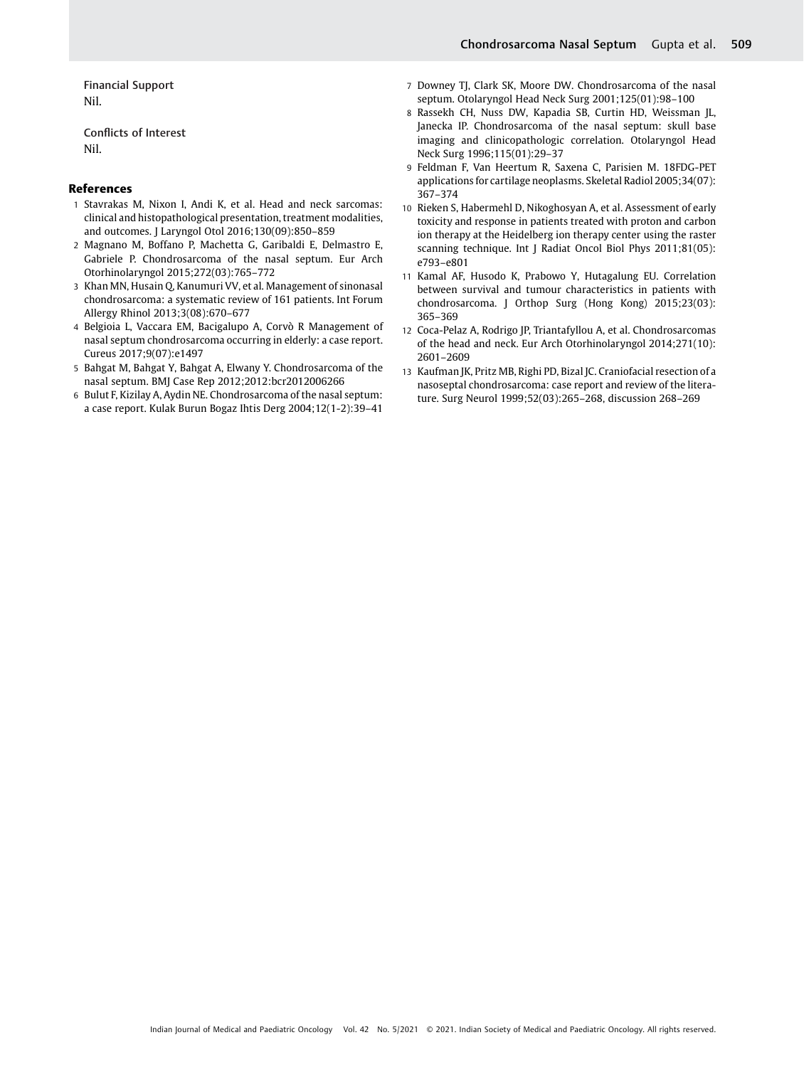Financial Support
Nil.

Conflicts of Interest
Nil.

## References

1. Stavrakas M, Nixon I, Andi K, et al. Head and neck sarcomas: clinical and histopathological presentation, treatment modalities, and outcomes. J Laryngol Otol 2016;130(09):850–859
2. Magnano M, Boffano P, Machetta G, Garibaldi E, Delmastro E, Gabriele P. Chondrosarcoma of the nasal septum. Eur Arch Otorhinolaryngol 2015;272(03):765–772
3. Khan MN, Husain Q, Kanumuri VV, et al. Management of sinonasal chondrosarcoma: a systematic review of 161 patients. Int Forum Allergy Rhinol 2013;3(08):670–677
4. Belgioia L, Vaccara EM, Bacigalupo A, Corvò R Management of nasal septum chondrosarcoma occurring in elderly: a case report. Cureus 2017;9(07):e1497
5. Bahgat M, Bahgat Y, Bahgat A, Elwany Y. Chondrosarcoma of the nasal septum. BMJ Case Rep 2012;2012:bcr2012006266
6. Bulut F, Kizilay A, Aydin NE. Chondrosarcoma of the nasal septum: a case report. Kulak Burun Bogaz Ihtis Derg 2004;12(1-2):39–41
7. Downey TJ, Clark SK, Moore DW. Chondrosarcoma of the nasal septum. Otolaryngol Head Neck Surg 2001;125(01):98–100
8. Rassekh CH, Nuss DW, Kapadia SB, Curtin HD, Weissman JL, Janecka IP. Chondrosarcoma of the nasal septum: skull base imaging and clinicopathologic correlation. Otolaryngol Head Neck Surg 1996;115(01):29–37
9. Feldman F, Van Heertum R, Saxena C, Parisien M. 18FDG-PET applications for cartilage neoplasms. Skeletal Radiol 2005;34(07): 367–374
10. Rieken S, Habermehl D, Nikoghosyan A, et al. Assessment of early toxicity and response in patients treated with proton and carbon ion therapy at the Heidelberg ion therapy center using the raster scanning technique. Int J Radiat Oncol Biol Phys 2011;81(05): e793–e801
11. Kamal AF, Husodo K, Prabowo Y, Hutagalung EU. Correlation between survival and tumour characteristics in patients with chondrosarcoma. J Orthop Surg (Hong Kong) 2015;23(03): 365–369
12. Coca-Pelaz A, Rodrigo JP, Triantafyllou A, et al. Chondrosarcomas of the head and neck. Eur Arch Otorhinolaryngol 2014;271(10): 2601–2609
13. Kaufman JK, Pritz MB, Righi PD, Bizal JC. Craniofacial resection of a nasoseptal chondrosarcoma: case report and review of the literature. Surg Neurol 1999;52(03):265–268, discussion 268–269